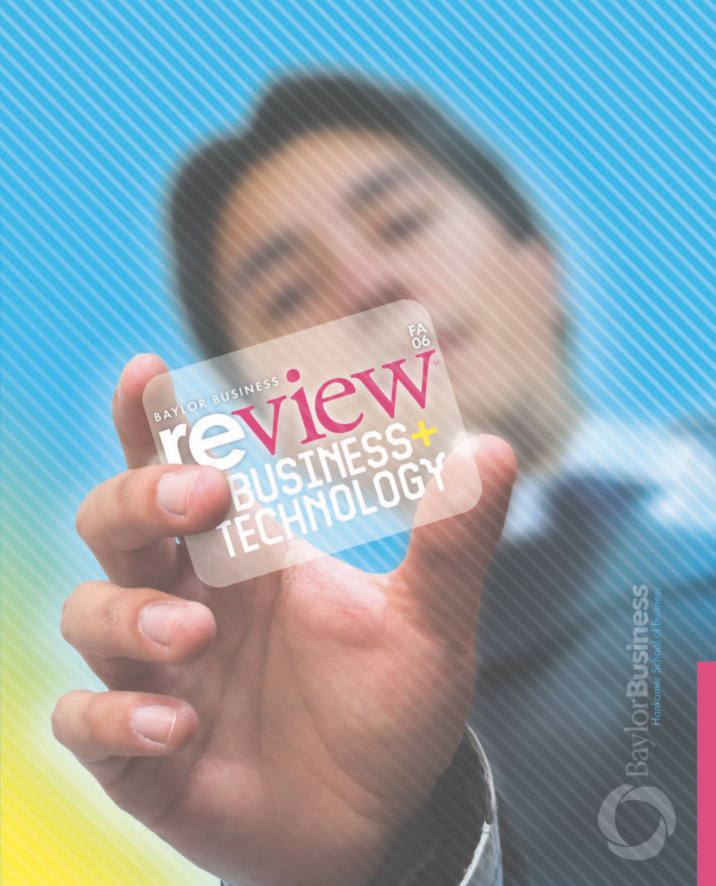BAYLOR BUSINESS

# review

FA 06

## BUSINESS+ TECHNOLOGY

Baylor Business

Hankamer School of Business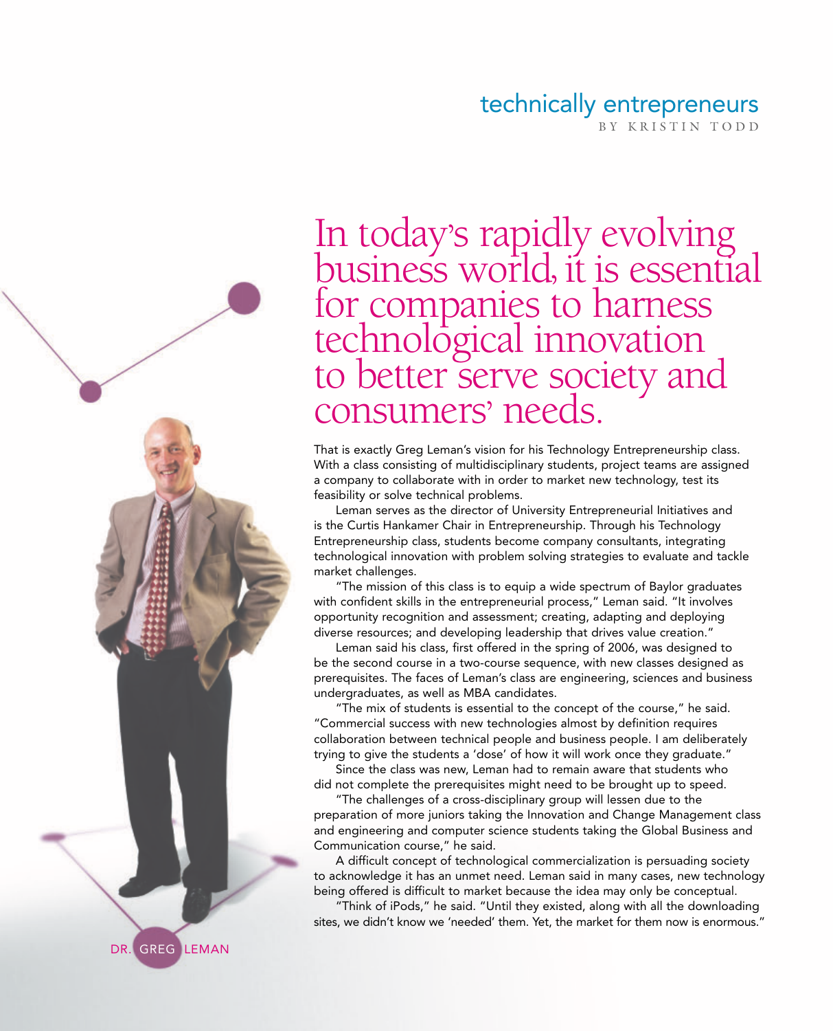# technically entrepreneurs

BY KRISTIN TODD

## In today's rapidly evolving business world, it is essential for companies to harness technological innovation to better serve society and consumers' needs.

That is exactly Greg Leman's vision for his Technology Entrepreneurship class. With a class consisting of multidisciplinary students, project teams are assigned a company to collaborate with in order to market new technology, test its feasibility or solve technical problems.

Leman serves as the director of University Entrepreneurial Initiatives and is the Curtis Hankamer Chair in Entrepreneurship. Through his Technology Entrepreneurship class, students become company consultants, integrating technological innovation with problem solving strategies to evaluate and tackle market challenges.

"The mission of this class is to equip a wide spectrum of Baylor graduates with confident skills in the entrepreneurial process," Leman said. "It involves opportunity recognition and assessment; creating, adapting and deploying diverse resources; and developing leadership that drives value creation."

Leman said his class, first offered in the spring of 2006, was designed to be the second course in a two-course sequence, with new classes designed as prerequisites. The faces of Leman's class are engineering, sciences and business undergraduates, as well as MBA candidates.

"The mix of students is essential to the concept of the course," he said. "Commercial success with new technologies almost by definition requires collaboration between technical people and business people. I am deliberately trying to give the students a 'dose' of how it will work once they graduate."

Since the class was new, Leman had to remain aware that students who did not complete the prerequisites might need to be brought up to speed.

"The challenges of a cross-disciplinary group will lessen due to the preparation of more juniors taking the Innovation and Change Management class and engineering and computer science students taking the Global Business and Communication course," he said.

A difficult concept of technological commercialization is persuading society to acknowledge it has an unmet need. Leman said in many cases, new technology being offered is difficult to market because the idea may only be conceptual.

"Think of iPods," he said. "Until they existed, along with all the downloading sites, we didn't know we 'needed' them. Yet, the market for them now is enormous."

DR. GREG LEMAN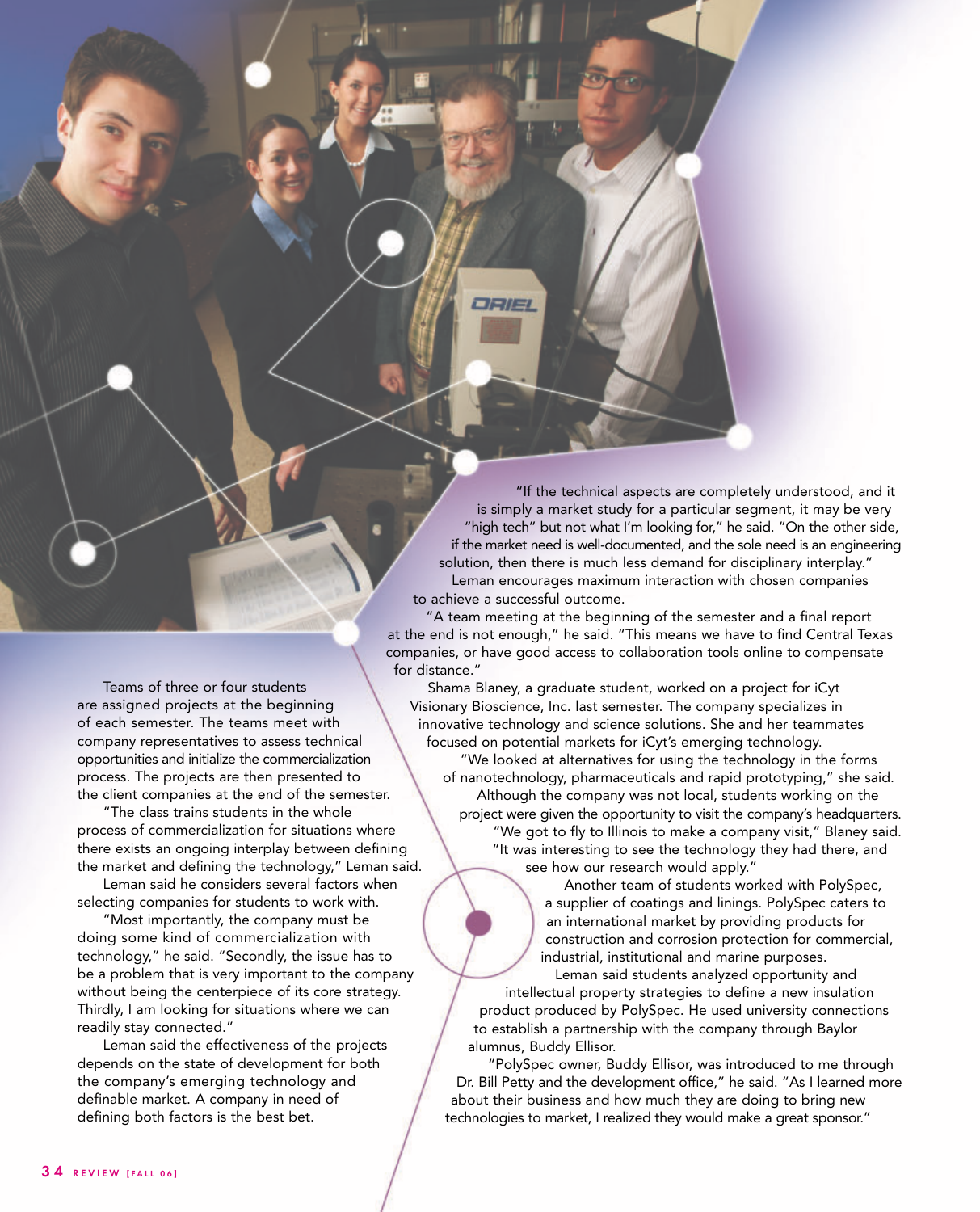Teams of three or four students are assigned projects at the beginning of each semester. The teams meet with company representatives to assess technical opportunities and initialize the commercialization process. The projects are then presented to the client companies at the end of the semester.

"The class trains students in the whole process of commercialization for situations where there exists an ongoing interplay between defining the market and defining the technology," Leman said.

Leman said he considers several factors when selecting companies for students to work with.

"Most importantly, the company must be doing some kind of commercialization with technology," he said. "Secondly, the issue has to be a problem that is very important to the company without being the centerpiece of its core strategy. Thirdly, I am looking for situations where we can readily stay connected."

Leman said the effectiveness of the projects depends on the state of development for both the company's emerging technology and definable market. A company in need of defining both factors is the best bet.

"If the technical aspects are completely understood, and it is simply a market study for a particular segment, it may be very "high tech" but not what I'm looking for," he said. "On the other side, if the market need is well-documented, and the sole need is an engineering solution, then there is much less demand for disciplinary interplay."

Leman encourages maximum interaction with chosen companies to achieve a successful outcome.

"A team meeting at the beginning of the semester and a final report at the end is not enough," he said. "This means we have to find Central Texas companies, or have good access to collaboration tools online to compensate for distance."

Shama Blaney, a graduate student, worked on a project for iCyt Visionary Bioscience, Inc. last semester. The company specializes in innovative technology and science solutions. She and her teammates focused on potential markets for iCyt's emerging technology.

"We looked at alternatives for using the technology in the forms of nanotechnology, pharmaceuticals and rapid prototyping," she said.

Although the company was not local, students working on the project were given the opportunity to visit the company's headquarters.

"We got to fly to Illinois to make a company visit," Blaney said. "It was interesting to see the technology they had there, and see how our research would apply."

Another team of students worked with PolySpec, a supplier of coatings and linings. PolySpec caters to an international market by providing products for construction and corrosion protection for commercial, industrial, institutional and marine purposes.

Leman said students analyzed opportunity and intellectual property strategies to define a new insulation product produced by PolySpec. He used university connections to establish a partnership with the company through Baylor alumnus, Buddy Ellisor.

"PolySpec owner, Buddy Ellisor, was introduced to me through Dr. Bill Petty and the development office," he said. "As I learned more about their business and how much they are doing to bring new technologies to market, I realized they would make a great sponsor."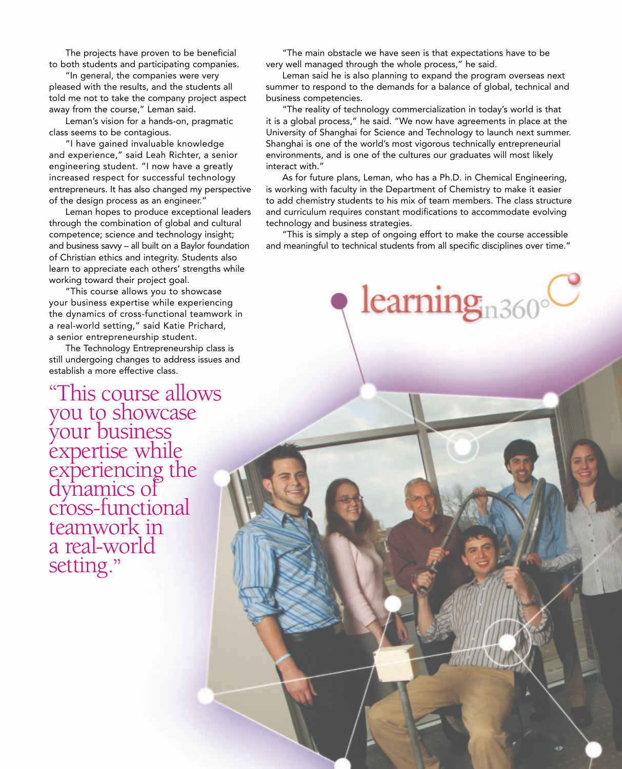The projects have proven to be beneficial to both students and participating companies.

"In general, the companies were very pleased with the results, and the students all told me not to take the company project aspect away from the course," Leman said.

Leman's vision for a hands-on, pragmatic class seems to be contagious.

"I have gained invaluable knowledge and experience," said Leah Richter, a senior engineering student. "I now have a greatly increased respect for successful technology entrepreneurs. It has also changed my perspective of the design process as an engineer."

Leman hopes to produce exceptional leaders through the combination of global and cultural competence; science and technology insight; and business savvy – all built on a Baylor foundation of Christian ethics and integrity. Students also learn to appreciate each others' strengths while working toward their project goal.

"This course allows you to showcase your business expertise while experiencing the dynamics of cross-functional teamwork in a real-world setting," said Katie Prichard, a senior entrepreneurship student.

The Technology Entrepreneurship class is still undergoing changes to address issues and establish a more effective class.

"This course allows you to showcase your business expertise while experiencing the dynamics of cross-functional teamwork in a real-world setting."

"The main obstacle we have seen is that expectations have to be very well managed through the whole process," he said.

Leman said he is also planning to expand the program overseas next summer to respond to the demands for a balance of global, technical and business competencies.

"The reality of technology commercialization in today's world is that it is a global process," he said. "We now have agreements in place at the University of Shanghai for Science and Technology to launch next summer. Shanghai is one of the world's most vigorous technically entrepreneurial environments, and is one of the cultures our graduates will most likely interact with."

As for future plans, Leman, who has a Ph.D. in Chemical Engineering, is working with faculty in the Department of Chemistry to make it easier to add chemistry students to his mix of team members. The class structure and curriculum requires constant modifications to accommodate evolving technology and business strategies.

"This is simply a step of ongoing effort to make the course accessible and meaningful to technical students from all specific disciplines over time."

learning in 360°